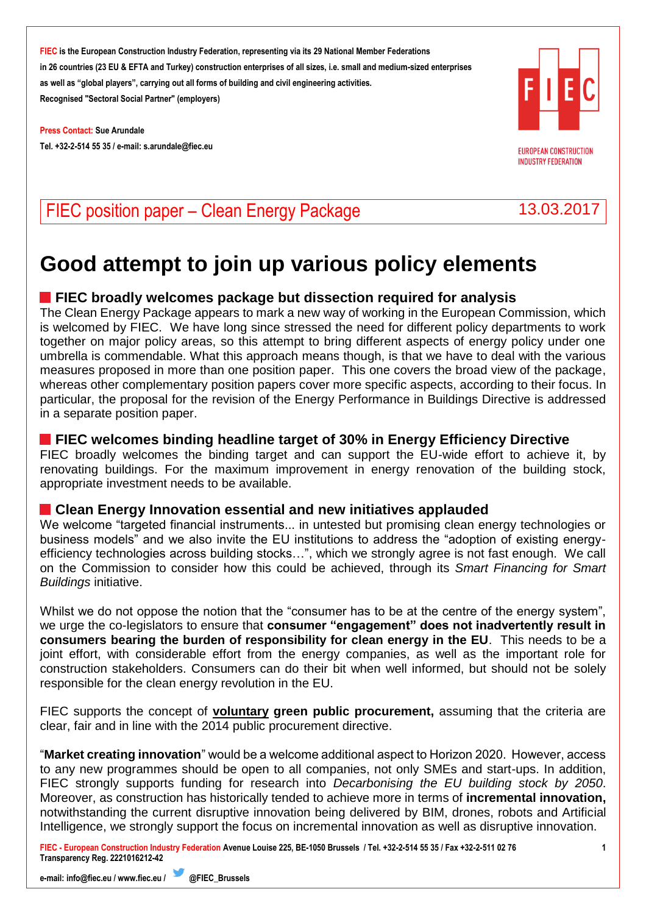**FIEC** is the European Construction Industry Federation, representing via its 29 National Member Federations in 26 countries (23 EU & EFTA and Turkey) construction enterprises of all sizes, i.e. small and medium-sized enterprises as well as "global players", carrying out all forms of building and civil engineering activities.
Recognised "Sectoral Social Partner" (employers)

**Press Contact:** Sue Arundale
Tel. +32-2-514 55 35 / e-mail: s.arundale@fiec.eu

FIEC
EUROPEAN CONSTRUCTION INDUSTRY FEDERATION

FIEC position paper – Clean Energy Package | 13.03.2017

# Good attempt to join up various policy elements

## FIEC broadly welcomes package but dissection required for analysis

The Clean Energy Package appears to mark a new way of working in the European Commission, which is welcomed by FIEC. We have long since stressed the need for different policy departments to work together on major policy areas, so this attempt to bring different aspects of energy policy under one umbrella is commendable. What this approach means though, is that we have to deal with the various measures proposed in more than one position paper. This one covers the broad view of the package, whereas other complementary position papers cover more specific aspects, according to their focus. In particular, the proposal for the revision of the Energy Performance in Buildings Directive is addressed in a separate position paper.

## FIEC welcomes binding headline target of 30% in Energy Efficiency Directive

FIEC broadly welcomes the binding target and can support the EU-wide effort to achieve it, by renovating buildings. For the maximum improvement in energy renovation of the building stock, appropriate investment needs to be available.

## Clean Energy Innovation essential and new initiatives applauded

We welcome "targeted financial instruments... in untested but promising clean energy technologies or business models" and we also invite the EU institutions to address the "adoption of existing energy-efficiency technologies across building stocks…", which we strongly agree is not fast enough. We call on the Commission to consider how this could be achieved, through its *Smart Financing for Smart Buildings* initiative.

Whilst we do not oppose the notion that the "consumer has to be at the centre of the energy system", we urge the co-legislators to ensure that **consumer "engagement" does not inadvertently result in consumers bearing the burden of responsibility for clean energy in the EU**. This needs to be a joint effort, with considerable effort from the energy companies, as well as the important role for construction stakeholders. Consumers can do their bit when well informed, but should not be solely responsible for the clean energy revolution in the EU.

FIEC supports the concept of **voluntary green public procurement,** assuming that the criteria are clear, fair and in line with the 2014 public procurement directive.

"**Market creating innovation**" would be a welcome additional aspect to Horizon 2020. However, access to any new programmes should be open to all companies, not only SMEs and start-ups. In addition, FIEC strongly supports funding for research into *Decarbonising the EU building stock by 2050*. Moreover, as construction has historically tended to achieve more in terms of **incremental innovation,** notwithstanding the current disruptive innovation being delivered by BIM, drones, robots and Artificial Intelligence, we strongly support the focus on incremental innovation as well as disruptive innovation.

**FIEC - European Construction Industry Federation** Avenue Louise 225, BE-1050 Brussels / Tel. +32-2-514 55 35 / Fax +32-2-511 02 76
Transparency Reg. 2221016212-42
e-mail: info@fiec.eu / www.fiec.eu / @FIEC_Brussels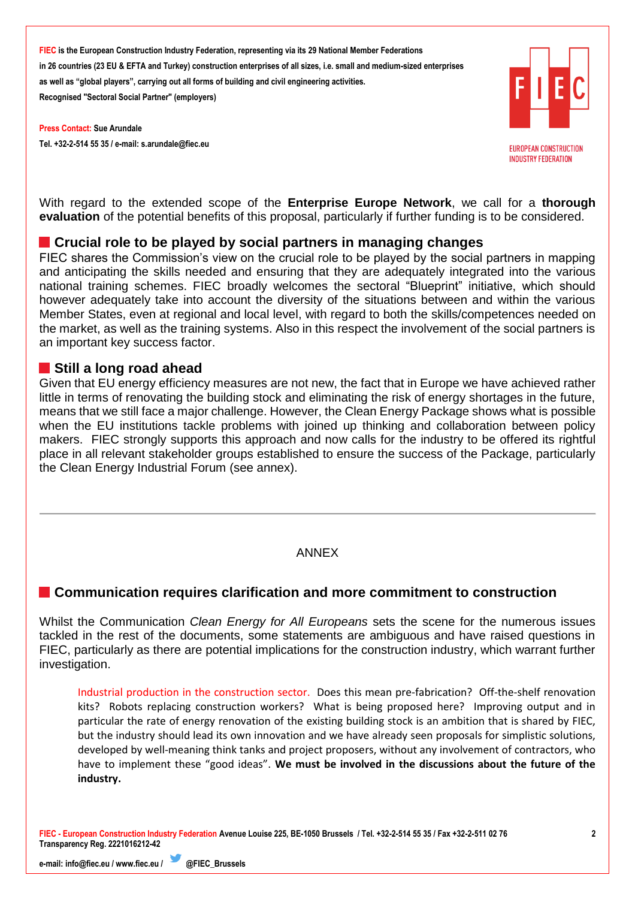FIEC is the European Construction Industry Federation, representing via its 29 National Member Federations in 26 countries (23 EU & EFTA and Turkey) construction enterprises of all sizes, i.e. small and medium-sized enterprises as well as "global players", carrying out all forms of building and civil engineering activities.
Recognised "Sectoral Social Partner" (employers)

Press Contact: Sue Arundale
Tel. +32-2-514 55 35 / e-mail: s.arundale@fiec.eu

With regard to the extended scope of the **Enterprise Europe Network**, we call for a **thorough evaluation** of the potential benefits of this proposal, particularly if further funding is to be considered.

## Crucial role to be played by social partners in managing changes

FIEC shares the Commission's view on the crucial role to be played by the social partners in mapping and anticipating the skills needed and ensuring that they are adequately integrated into the various national training schemes. FIEC broadly welcomes the sectoral "Blueprint" initiative, which should however adequately take into account the diversity of the situations between and within the various Member States, even at regional and local level, with regard to both the skills/competences needed on the market, as well as the training systems. Also in this respect the involvement of the social partners is an important key success factor.

## Still a long road ahead

Given that EU energy efficiency measures are not new, the fact that in Europe we have achieved rather little in terms of renovating the building stock and eliminating the risk of energy shortages in the future, means that we still face a major challenge. However, the Clean Energy Package shows what is possible when the EU institutions tackle problems with joined up thinking and collaboration between policy makers. FIEC strongly supports this approach and now calls for the industry to be offered its rightful place in all relevant stakeholder groups established to ensure the success of the Package, particularly the Clean Energy Industrial Forum (see annex).

---

ANNEX

## Communication requires clarification and more commitment to construction

Whilst the Communication *Clean Energy for All Europeans* sets the scene for the numerous issues tackled in the rest of the documents, some statements are ambiguous and have raised questions in FIEC, particularly as there are potential implications for the construction industry, which warrant further investigation.

> Industrial production in the construction sector. Does this mean pre-fabrication? Off-the-shelf renovation kits? Robots replacing construction workers? What is being proposed here? Improving output and in particular the rate of energy renovation of the existing building stock is an ambition that is shared by FIEC, but the industry should lead its own innovation and we have already seen proposals for simplistic solutions, developed by well-meaning think tanks and project proposers, without any involvement of contractors, who have to implement these "good ideas". **We must be involved in the discussions about the future of the industry.**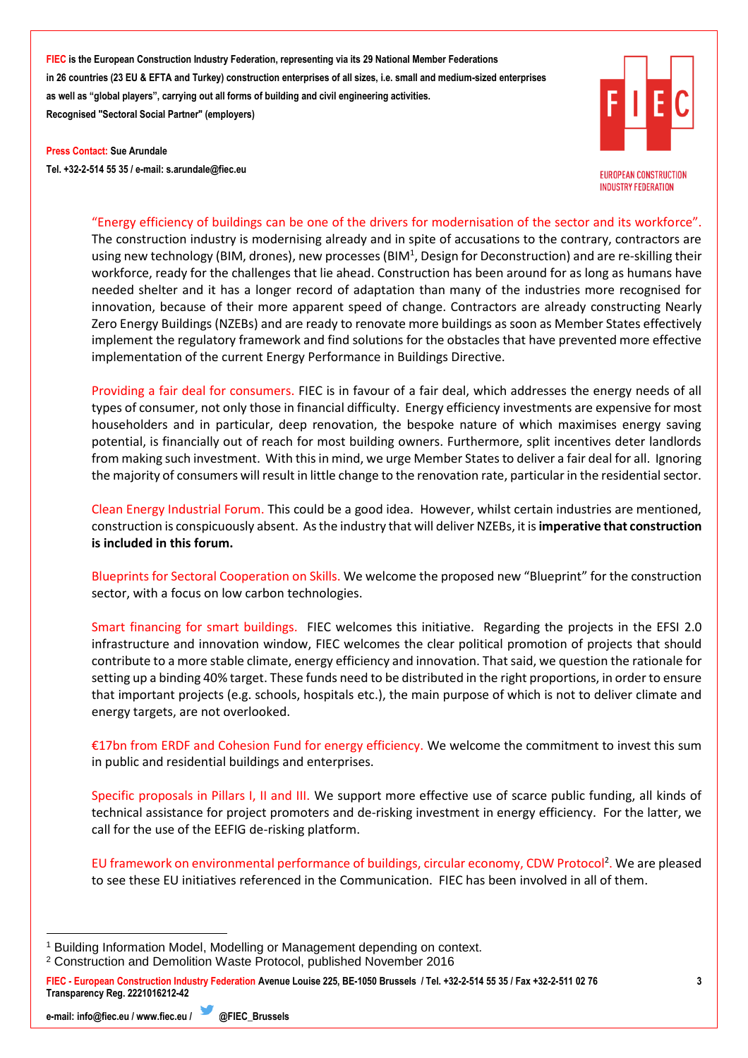**FIEC** is the European Construction Industry Federation, representing via its 29 National Member Federations in 26 countries (23 EU & EFTA and Turkey) construction enterprises of all sizes, i.e. small and medium-sized enterprises as well as "global players", carrying out all forms of building and civil engineering activities.
Recognised "Sectoral Social Partner" (employers)

**Press Contact:** Sue Arundale
Tel. +32-2-514 55 35 / e-mail: s.arundale@fiec.eu

EUROPEAN CONSTRUCTION INDUSTRY FEDERATION

"Energy efficiency of buildings can be one of the drivers for modernisation of the sector and its workforce". The construction industry is modernising already and in spite of accusations to the contrary, contractors are using new technology (BIM, drones), new processes (BIM[1], Design for Deconstruction) and are re-skilling their workforce, ready for the challenges that lie ahead. Construction has been around for as long as humans have needed shelter and it has a longer record of adaptation than many of the industries more recognised for innovation, because of their more apparent speed of change. Contractors are already constructing Nearly Zero Energy Buildings (NZEBs) and are ready to renovate more buildings as soon as Member States effectively implement the regulatory framework and find solutions for the obstacles that have prevented more effective implementation of the current Energy Performance in Buildings Directive.

Providing a fair deal for consumers. FIEC is in favour of a fair deal, which addresses the energy needs of all types of consumer, not only those in financial difficulty. Energy efficiency investments are expensive for most householders and in particular, deep renovation, the bespoke nature of which maximises energy saving potential, is financially out of reach for most building owners. Furthermore, split incentives deter landlords from making such investment. With this in mind, we urge Member States to deliver a fair deal for all. Ignoring the majority of consumers will result in little change to the renovation rate, particular in the residential sector.

Clean Energy Industrial Forum. This could be a good idea. However, whilst certain industries are mentioned, construction is conspicuously absent. As the industry that will deliver NZEBs, it is **imperative that construction is included in this forum.**

Blueprints for Sectoral Cooperation on Skills. We welcome the proposed new "Blueprint" for the construction sector, with a focus on low carbon technologies.

Smart financing for smart buildings. FIEC welcomes this initiative. Regarding the projects in the EFSI 2.0 infrastructure and innovation window, FIEC welcomes the clear political promotion of projects that should contribute to a more stable climate, energy efficiency and innovation. That said, we question the rationale for setting up a binding 40% target. These funds need to be distributed in the right proportions, in order to ensure that important projects (e.g. schools, hospitals etc.), the main purpose of which is not to deliver climate and energy targets, are not overlooked.

€17bn from ERDF and Cohesion Fund for energy efficiency. We welcome the commitment to invest this sum in public and residential buildings and enterprises.

Specific proposals in Pillars I, II and III. We support more effective use of scarce public funding, all kinds of technical assistance for project promoters and de-risking investment in energy efficiency. For the latter, we call for the use of the EEFIG de-risking platform.

EU framework on environmental performance of buildings, circular economy, CDW Protocol[2]. We are pleased to see these EU initiatives referenced in the Communication. FIEC has been involved in all of them.

---

[1] Building Information Model, Modelling or Management depending on context.
[2] Construction and Demolition Waste Protocol, published November 2016

**FIEC - European Construction Industry Federation** Avenue Louise 225, BE-1050 Brussels / Tel. +32-2-514 55 35 / Fax +32-2-511 02 76
Transparency Reg. 2221016212-42

e-mail: info@fiec.eu / www.fiec.eu / @FIEC_Brussels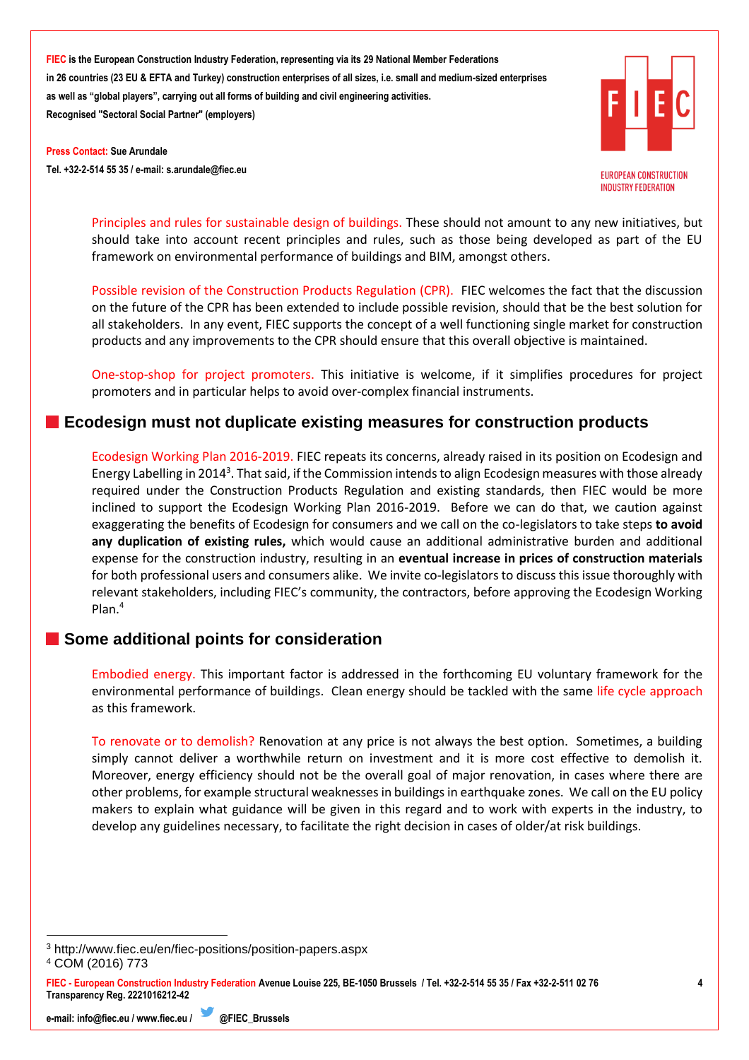Principles and rules for sustainable design of buildings. These should not amount to any new initiatives, but should take into account recent principles and rules, such as those being developed as part of the EU framework on environmental performance of buildings and BIM, amongst others.

Possible revision of the Construction Products Regulation (CPR). FIEC welcomes the fact that the discussion on the future of the CPR has been extended to include possible revision, should that be the best solution for all stakeholders. In any event, FIEC supports the concept of a well functioning single market for construction products and any improvements to the CPR should ensure that this overall objective is maintained.

One-stop-shop for project promoters. This initiative is welcome, if it simplifies procedures for project promoters and in particular helps to avoid over-complex financial instruments.

## Ecodesign must not duplicate existing measures for construction products

Ecodesign Working Plan 2016-2019. FIEC repeats its concerns, already raised in its position on Ecodesign and Energy Labelling in 2014[3]. That said, if the Commission intends to align Ecodesign measures with those already required under the Construction Products Regulation and existing standards, then FIEC would be more inclined to support the Ecodesign Working Plan 2016-2019. Before we can do that, we caution against exaggerating the benefits of Ecodesign for consumers and we call on the co-legislators to take steps **to avoid any duplication of existing rules,** which would cause an additional administrative burden and additional expense for the construction industry, resulting in an **eventual increase in prices of construction materials** for both professional users and consumers alike. We invite co-legislators to discuss this issue thoroughly with relevant stakeholders, including FIEC's community, the contractors, before approving the Ecodesign Working Plan.[4]

## Some additional points for consideration

Embodied energy. This important factor is addressed in the forthcoming EU voluntary framework for the environmental performance of buildings. Clean energy should be tackled with the same life cycle approach as this framework.

To renovate or to demolish? Renovation at any price is not always the best option. Sometimes, a building simply cannot deliver a worthwhile return on investment and it is more cost effective to demolish it. Moreover, energy efficiency should not be the overall goal of major renovation, in cases where there are other problems, for example structural weaknesses in buildings in earthquake zones. We call on the EU policy makers to explain what guidance will be given in this regard and to work with experts in the industry, to develop any guidelines necessary, to facilitate the right decision in cases of older/at risk buildings.

---

[3] http://www.fiec.eu/en/fiec-positions/position-papers.aspx

[4] COM (2016) 773